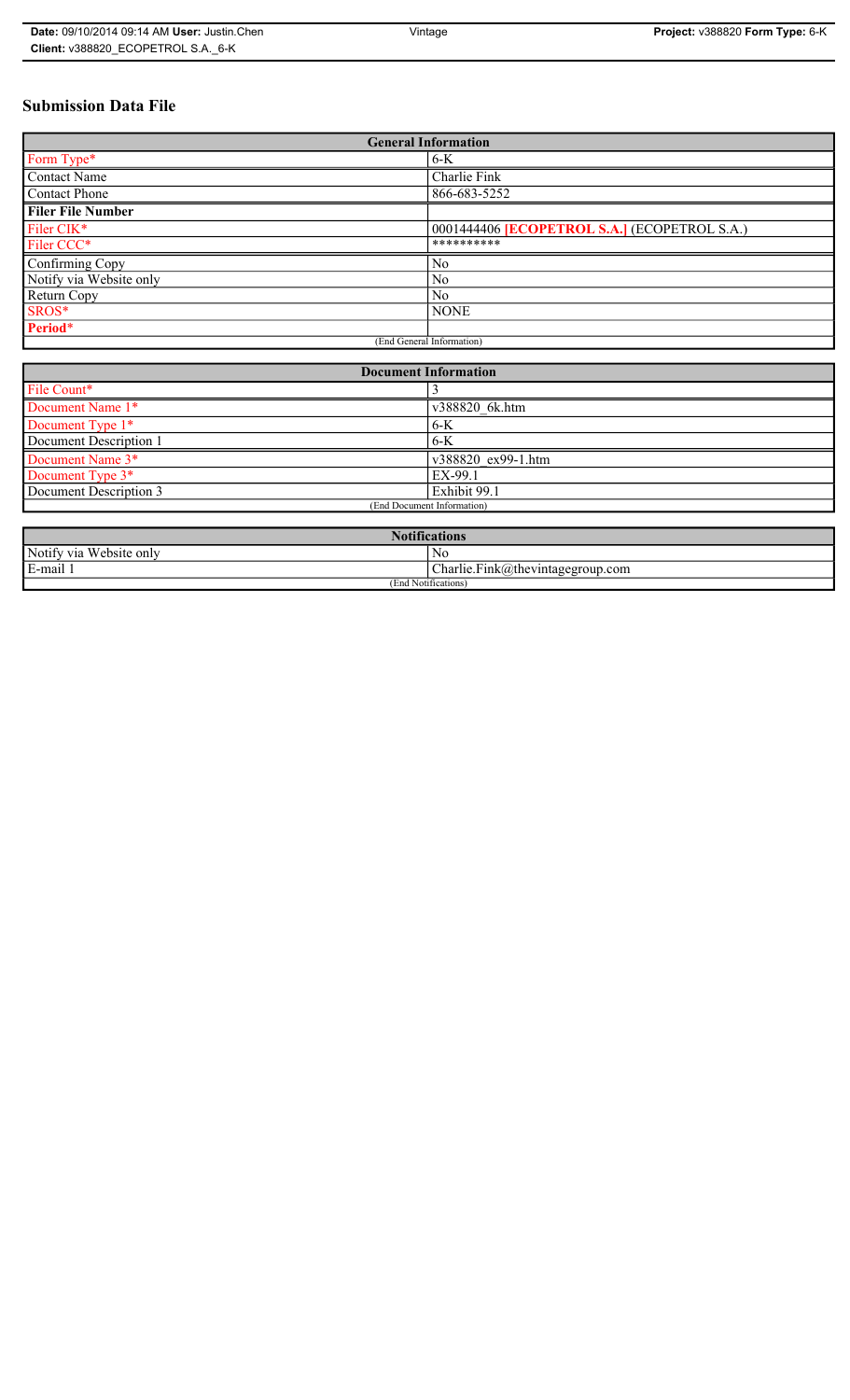# Submission Data File

| General Information | |
|---|---|
| Form Type* | 6-K |
| Contact Name | Charlie Fink |
| Contact Phone | 866-683-5252 |
| **Filer File Number** | |
| Filer CIK* | 0001444406 **[ECOPETROL S.A.]** (ECOPETROL S.A.) |
| Filer CCC* | ********** |
| Confirming Copy | No |
| Notify via Website only | No |
| Return Copy | No |
| SROS* | NONE |
| **Period*** | |
| (End General Information) | |

| Document Information | |
|---|---|
| File Count* | 3 |
| Document Name 1* | v388820_6k.htm |
| Document Type 1* | 6-K |
| Document Description 1 | 6-K |
| Document Name 3* | v388820_ex99-1.htm |
| Document Type 3* | EX-99.1 |
| Document Description 3 | Exhibit 99.1 |
| (End Document Information) | |

| Notifications | |
|---|---|
| Notify via Website only | No |
| E-mail 1 | Charlie.Fink@thevintagegroup.com |
| (End Notifications) | |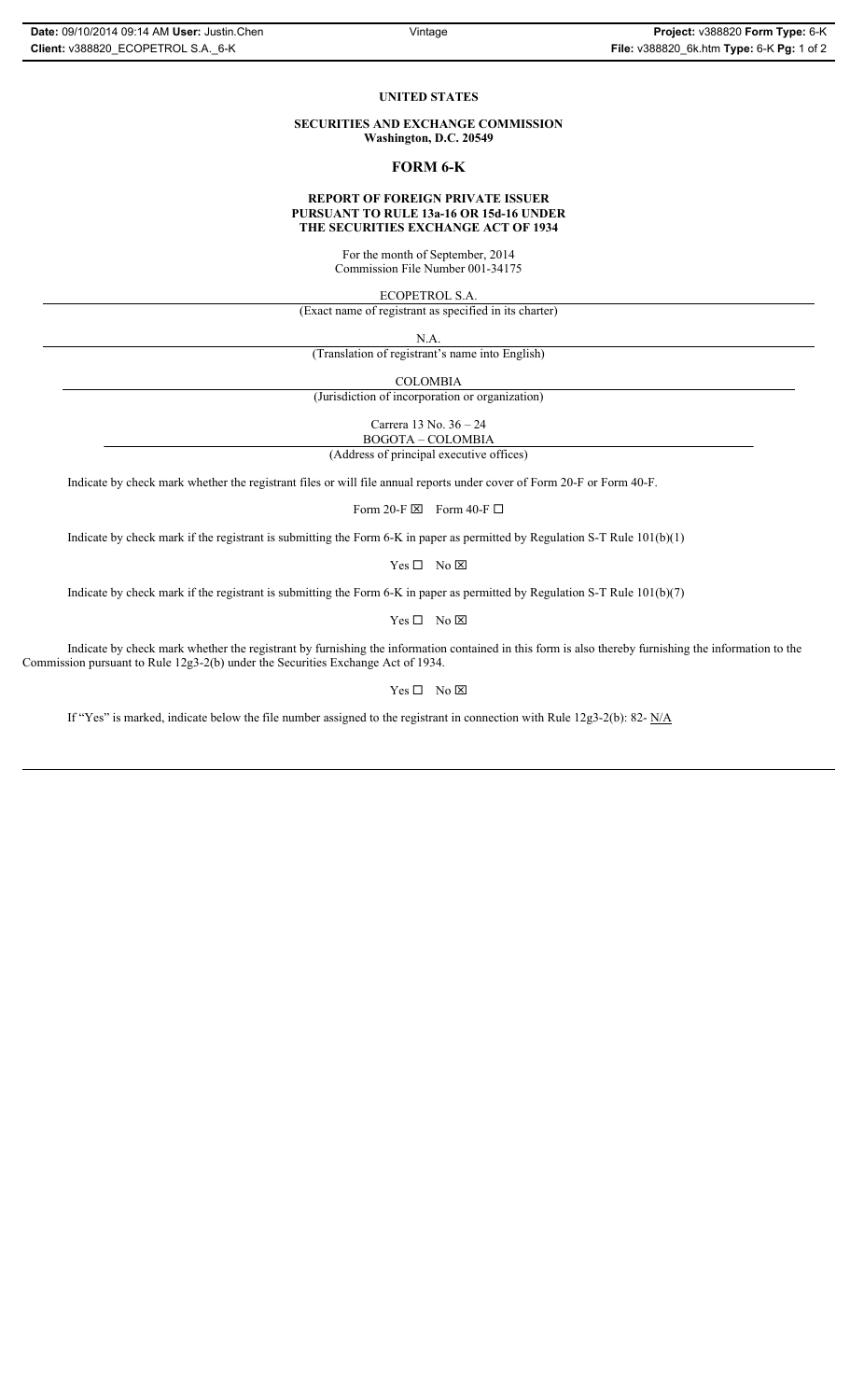**UNITED STATES**

**SECURITIES AND EXCHANGE COMMISSION**
**Washington, D.C. 20549**

## FORM 6-K

**REPORT OF FOREIGN PRIVATE ISSUER**
**PURSUANT TO RULE 13a-16 OR 15d-16 UNDER**
**THE SECURITIES EXCHANGE ACT OF 1934**

For the month of September, 2014
Commission File Number 001-34175

ECOPETROL S.A.
(Exact name of registrant as specified in its charter)

N.A.
(Translation of registrant's name into English)

COLOMBIA
(Jurisdiction of incorporation or organization)

Carrera 13 No. 36 – 24
BOGOTA – COLOMBIA
(Address of principal executive offices)

Indicate by check mark whether the registrant files or will file annual reports under cover of Form 20-F or Form 40-F.

Form 20-F ☒ Form 40-F ☐

Indicate by check mark if the registrant is submitting the Form 6-K in paper as permitted by Regulation S-T Rule 101(b)(1)

Yes ☐ No ☒

Indicate by check mark if the registrant is submitting the Form 6-K in paper as permitted by Regulation S-T Rule 101(b)(7)

Yes ☐ No ☒

Indicate by check mark whether the registrant by furnishing the information contained in this form is also thereby furnishing the information to the Commission pursuant to Rule 12g3-2(b) under the Securities Exchange Act of 1934.

Yes ☐ No ☒

If "Yes" is marked, indicate below the file number assigned to the registrant in connection with Rule 12g3-2(b): 82- N/A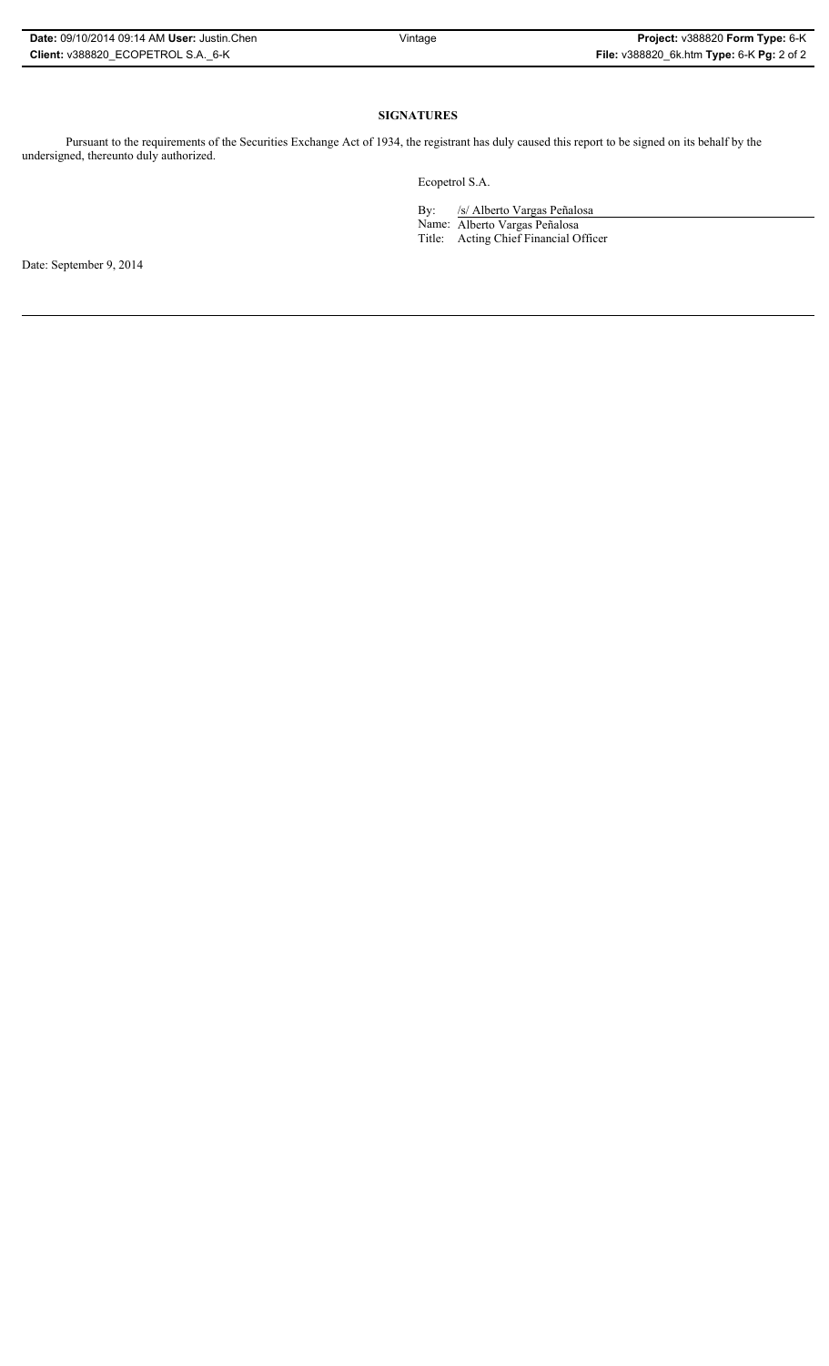**SIGNATURES**

Pursuant to the requirements of the Securities Exchange Act of 1934, the registrant has duly caused this report to be signed on its behalf by the undersigned, thereunto duly authorized.

Ecopetrol S.A.

By: /s/ Alberto Vargas Peñalosa

Name: Alberto Vargas Peñalosa

Title: Acting Chief Financial Officer

Date: September 9, 2014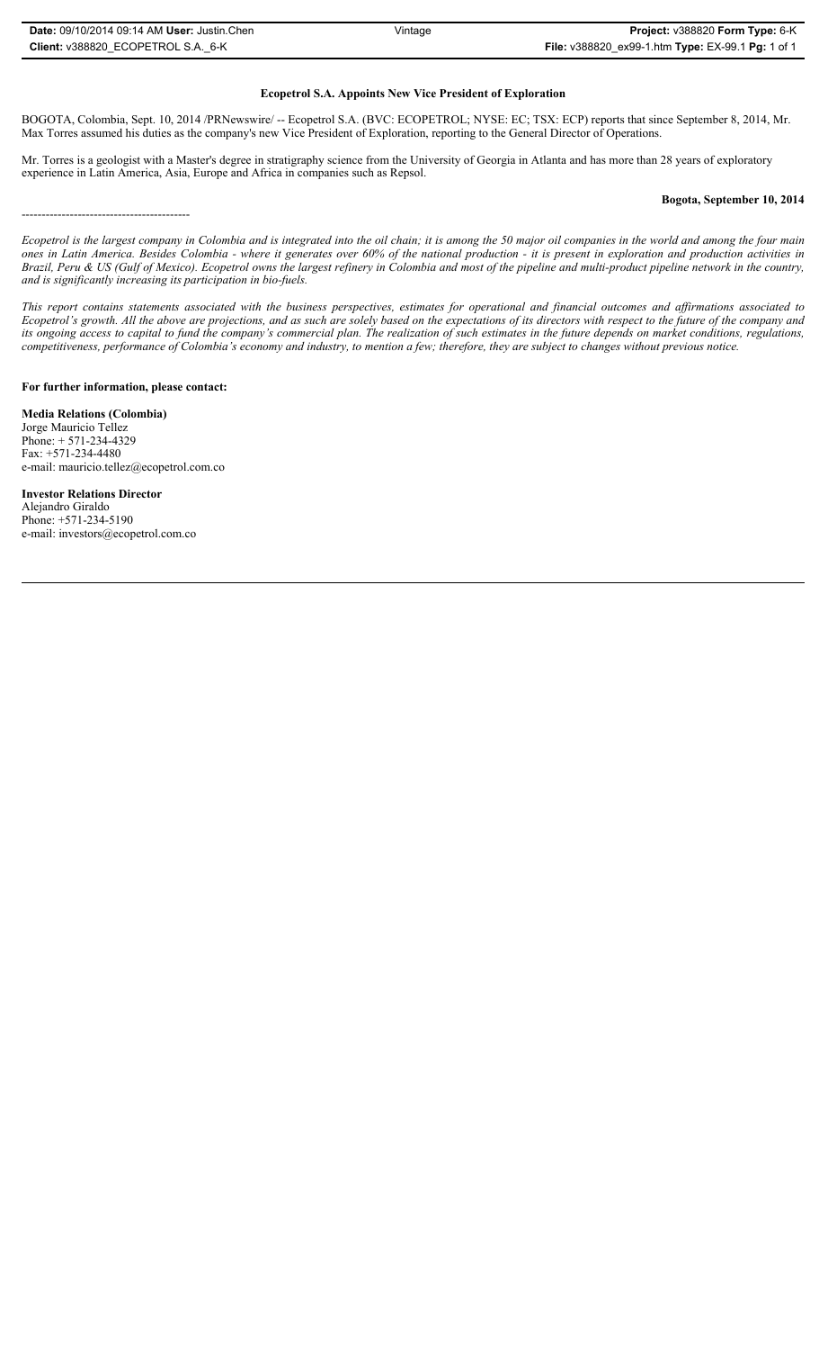**Ecopetrol S.A. Appoints New Vice President of Exploration**

BOGOTA, Colombia, Sept. 10, 2014 /PRNewswire/ -- Ecopetrol S.A. (BVC: ECOPETROL; NYSE: EC; TSX: ECP) reports that since September 8, 2014, Mr. Max Torres assumed his duties as the company's new Vice President of Exploration, reporting to the General Director of Operations.

Mr. Torres is a geologist with a Master's degree in stratigraphy science from the University of Georgia in Atlanta and has more than 28 years of exploratory experience in Latin America, Asia, Europe and Africa in companies such as Repsol.

**Bogota, September 10, 2014**

-----------------------------------------

*Ecopetrol is the largest company in Colombia and is integrated into the oil chain; it is among the 50 major oil companies in the world and among the four main ones in Latin America. Besides Colombia - where it generates over 60% of the national production - it is present in exploration and production activities in Brazil, Peru & US (Gulf of Mexico). Ecopetrol owns the largest refinery in Colombia and most of the pipeline and multi-product pipeline network in the country, and is significantly increasing its participation in bio-fuels.*

*This report contains statements associated with the business perspectives, estimates for operational and financial outcomes and affirmations associated to Ecopetrol's growth. All the above are projections, and as such are solely based on the expectations of its directors with respect to the future of the company and its ongoing access to capital to fund the company's commercial plan. The realization of such estimates in the future depends on market conditions, regulations, competitiveness, performance of Colombia's economy and industry, to mention a few; therefore, they are subject to changes without previous notice.*

**For further information, please contact:**

**Media Relations (Colombia)**
Jorge Mauricio Tellez
Phone: + 571-234-4329
Fax: +571-234-4480
e-mail: mauricio.tellez@ecopetrol.com.co

**Investor Relations Director**
Alejandro Giraldo
Phone: +571-234-5190
e-mail: investors@ecopetrol.com.co